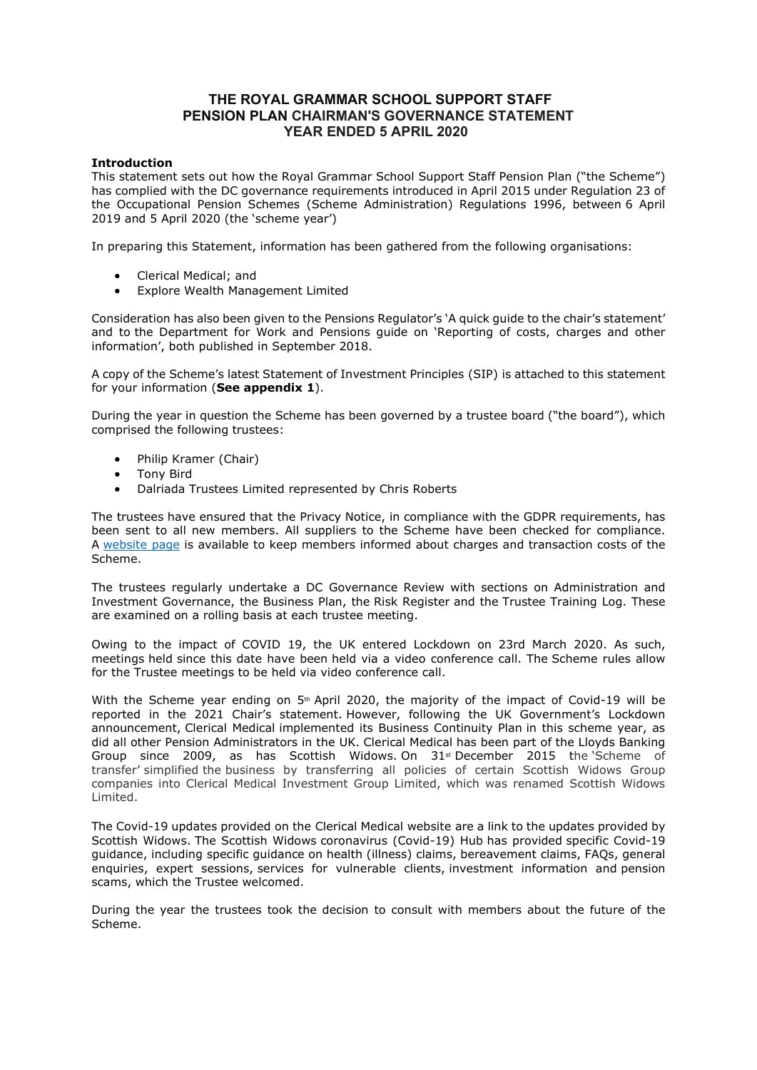# THE ROYAL GRAMMAR SCHOOL SUPPORT STAFF PENSION PLAN CHAIRMAN'S GOVERNANCE STATEMENT YEAR ENDED 5 APRIL 2020

**Introduction**

This statement sets out how the Royal Grammar School Support Staff Pension Plan ("the Scheme") has complied with the DC governance requirements introduced in April 2015 under Regulation 23 of the Occupational Pension Schemes (Scheme Administration) Regulations 1996, between 6 April 2019 and 5 April 2020 (the 'scheme year')

In preparing this Statement, information has been gathered from the following organisations:

- Clerical Medical; and
- Explore Wealth Management Limited

Consideration has also been given to the Pensions Regulator's 'A quick guide to the chair's statement' and to the Department for Work and Pensions guide on 'Reporting of costs, charges and other information', both published in September 2018.

A copy of the Scheme's latest Statement of Investment Principles (SIP) is attached to this statement for your information (**See appendix 1**).

During the year in question the Scheme has been governed by a trustee board ("the board"), which comprised the following trustees:

- Philip Kramer (Chair)
- Tony Bird
- Dalriada Trustees Limited represented by Chris Roberts

The trustees have ensured that the Privacy Notice, in compliance with the GDPR requirements, has been sent to all new members. All suppliers to the Scheme have been checked for compliance. A website page is available to keep members informed about charges and transaction costs of the Scheme.

The trustees regularly undertake a DC Governance Review with sections on Administration and Investment Governance, the Business Plan, the Risk Register and the Trustee Training Log. These are examined on a rolling basis at each trustee meeting.

Owing to the impact of COVID 19, the UK entered Lockdown on 23rd March 2020. As such, meetings held since this date have been held via a video conference call. The Scheme rules allow for the Trustee meetings to be held via video conference call.

With the Scheme year ending on 5th April 2020, the majority of the impact of Covid-19 will be reported in the 2021 Chair's statement. However, following the UK Government's Lockdown announcement, Clerical Medical implemented its Business Continuity Plan in this scheme year, as did all other Pension Administrators in the UK. Clerical Medical has been part of the Lloyds Banking Group since 2009, as has Scottish Widows. On 31st December 2015 the 'Scheme of transfer' simplified the business by transferring all policies of certain Scottish Widows Group companies into Clerical Medical Investment Group Limited, which was renamed Scottish Widows Limited.

The Covid-19 updates provided on the Clerical Medical website are a link to the updates provided by Scottish Widows. The Scottish Widows coronavirus (Covid-19) Hub has provided specific Covid-19 guidance, including specific guidance on health (illness) claims, bereavement claims, FAQs, general enquiries, expert sessions, services for vulnerable clients, investment information and pension scams, which the Trustee welcomed.

During the year the trustees took the decision to consult with members about the future of the Scheme.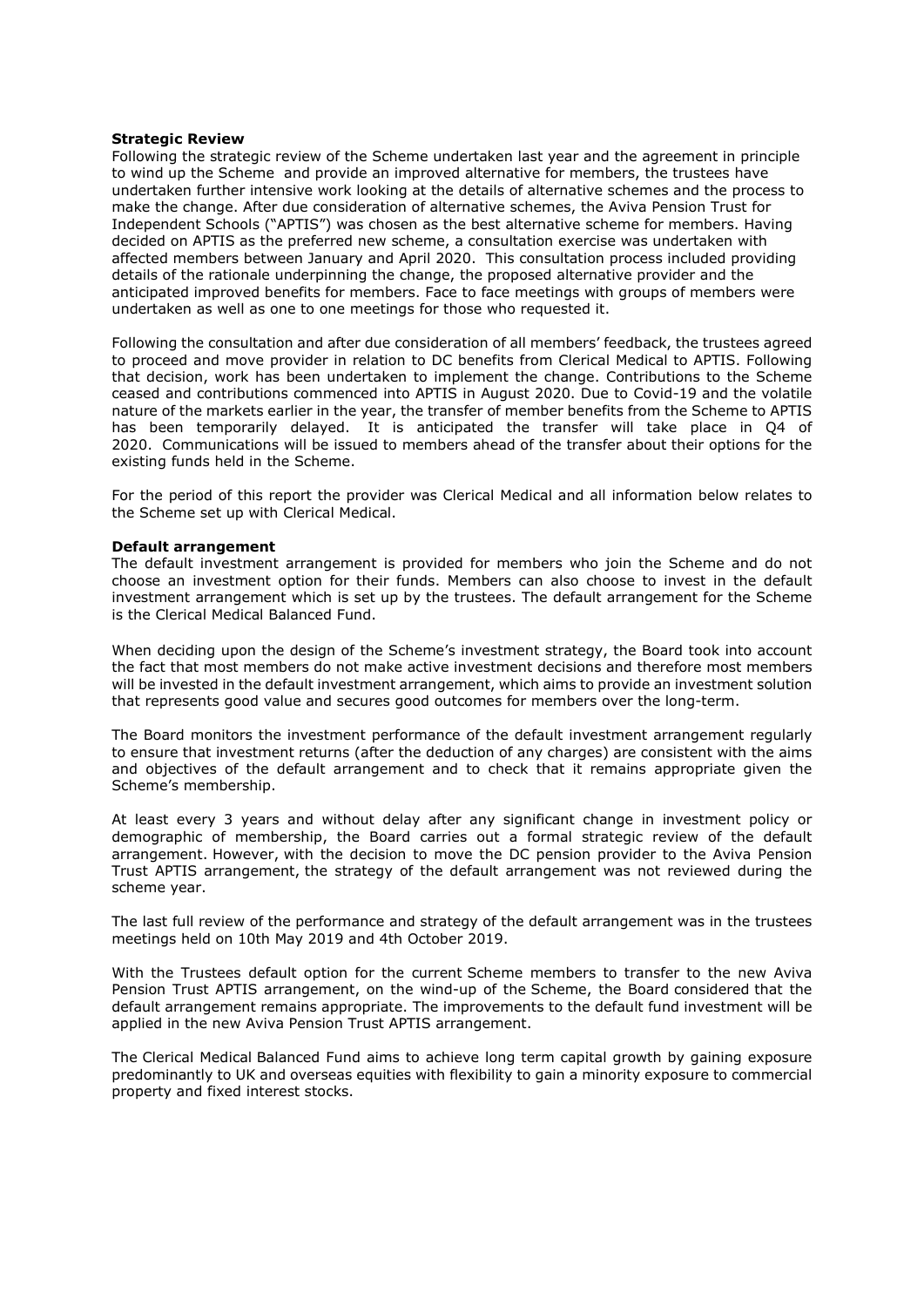**Strategic Review**

Following the strategic review of the Scheme undertaken last year and the agreement in principle to wind up the Scheme and provide an improved alternative for members, the trustees have undertaken further intensive work looking at the details of alternative schemes and the process to make the change. After due consideration of alternative schemes, the Aviva Pension Trust for Independent Schools ("APTIS") was chosen as the best alternative scheme for members. Having decided on APTIS as the preferred new scheme, a consultation exercise was undertaken with affected members between January and April 2020. This consultation process included providing details of the rationale underpinning the change, the proposed alternative provider and the anticipated improved benefits for members. Face to face meetings with groups of members were undertaken as well as one to one meetings for those who requested it.

Following the consultation and after due consideration of all members' feedback, the trustees agreed to proceed and move provider in relation to DC benefits from Clerical Medical to APTIS. Following that decision, work has been undertaken to implement the change. Contributions to the Scheme ceased and contributions commenced into APTIS in August 2020. Due to Covid-19 and the volatile nature of the markets earlier in the year, the transfer of member benefits from the Scheme to APTIS has been temporarily delayed. It is anticipated the transfer will take place in Q4 of 2020. Communications will be issued to members ahead of the transfer about their options for the existing funds held in the Scheme.

For the period of this report the provider was Clerical Medical and all information below relates to the Scheme set up with Clerical Medical.

**Default arrangement**

The default investment arrangement is provided for members who join the Scheme and do not choose an investment option for their funds. Members can also choose to invest in the default investment arrangement which is set up by the trustees. The default arrangement for the Scheme is the Clerical Medical Balanced Fund.

When deciding upon the design of the Scheme's investment strategy, the Board took into account the fact that most members do not make active investment decisions and therefore most members will be invested in the default investment arrangement, which aims to provide an investment solution that represents good value and secures good outcomes for members over the long-term.

The Board monitors the investment performance of the default investment arrangement regularly to ensure that investment returns (after the deduction of any charges) are consistent with the aims and objectives of the default arrangement and to check that it remains appropriate given the Scheme's membership.

At least every 3 years and without delay after any significant change in investment policy or demographic of membership, the Board carries out a formal strategic review of the default arrangement. However, with the decision to move the DC pension provider to the Aviva Pension Trust APTIS arrangement, the strategy of the default arrangement was not reviewed during the scheme year.

The last full review of the performance and strategy of the default arrangement was in the trustees meetings held on 10th May 2019 and 4th October 2019.

With the Trustees default option for the current Scheme members to transfer to the new Aviva Pension Trust APTIS arrangement, on the wind-up of the Scheme, the Board considered that the default arrangement remains appropriate. The improvements to the default fund investment will be applied in the new Aviva Pension Trust APTIS arrangement.

The Clerical Medical Balanced Fund aims to achieve long term capital growth by gaining exposure predominantly to UK and overseas equities with flexibility to gain a minority exposure to commercial property and fixed interest stocks.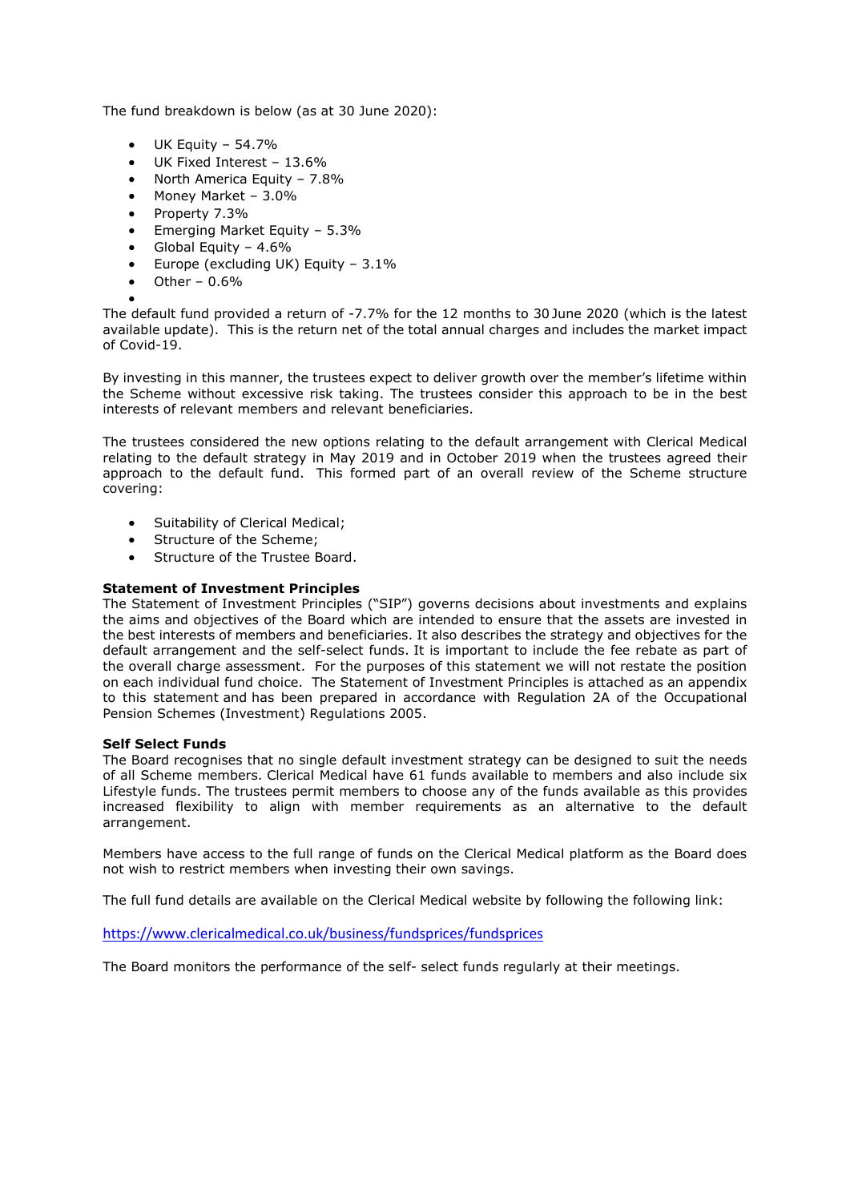The fund breakdown is below (as at 30 June 2020):

- UK Equity – 54.7%
- UK Fixed Interest – 13.6%
- North America Equity – 7.8%
- Money Market – 3.0%
- Property 7.3%
- Emerging Market Equity – 5.3%
- Global Equity – 4.6%
- Europe (excluding UK) Equity – 3.1%
- Other – 0.6%

The default fund provided a return of -7.7% for the 12 months to 30 June 2020 (which is the latest available update). This is the return net of the total annual charges and includes the market impact of Covid-19.

By investing in this manner, the trustees expect to deliver growth over the member's lifetime within the Scheme without excessive risk taking. The trustees consider this approach to be in the best interests of relevant members and relevant beneficiaries.

The trustees considered the new options relating to the default arrangement with Clerical Medical relating to the default strategy in May 2019 and in October 2019 when the trustees agreed their approach to the default fund. This formed part of an overall review of the Scheme structure covering:

- Suitability of Clerical Medical;
- Structure of the Scheme;
- Structure of the Trustee Board.

**Statement of Investment Principles**

The Statement of Investment Principles ("SIP") governs decisions about investments and explains the aims and objectives of the Board which are intended to ensure that the assets are invested in the best interests of members and beneficiaries. It also describes the strategy and objectives for the default arrangement and the self-select funds. It is important to include the fee rebate as part of the overall charge assessment. For the purposes of this statement we will not restate the position on each individual fund choice. The Statement of Investment Principles is attached as an appendix to this statement and has been prepared in accordance with Regulation 2A of the Occupational Pension Schemes (Investment) Regulations 2005.

**Self Select Funds**

The Board recognises that no single default investment strategy can be designed to suit the needs of all Scheme members. Clerical Medical have 61 funds available to members and also include six Lifestyle funds. The trustees permit members to choose any of the funds available as this provides increased flexibility to align with member requirements as an alternative to the default arrangement.

Members have access to the full range of funds on the Clerical Medical platform as the Board does not wish to restrict members when investing their own savings.

The full fund details are available on the Clerical Medical website by following the following link:

https://www.clericalmedical.co.uk/business/fundsprices/fundsprices

The Board monitors the performance of the self- select funds regularly at their meetings.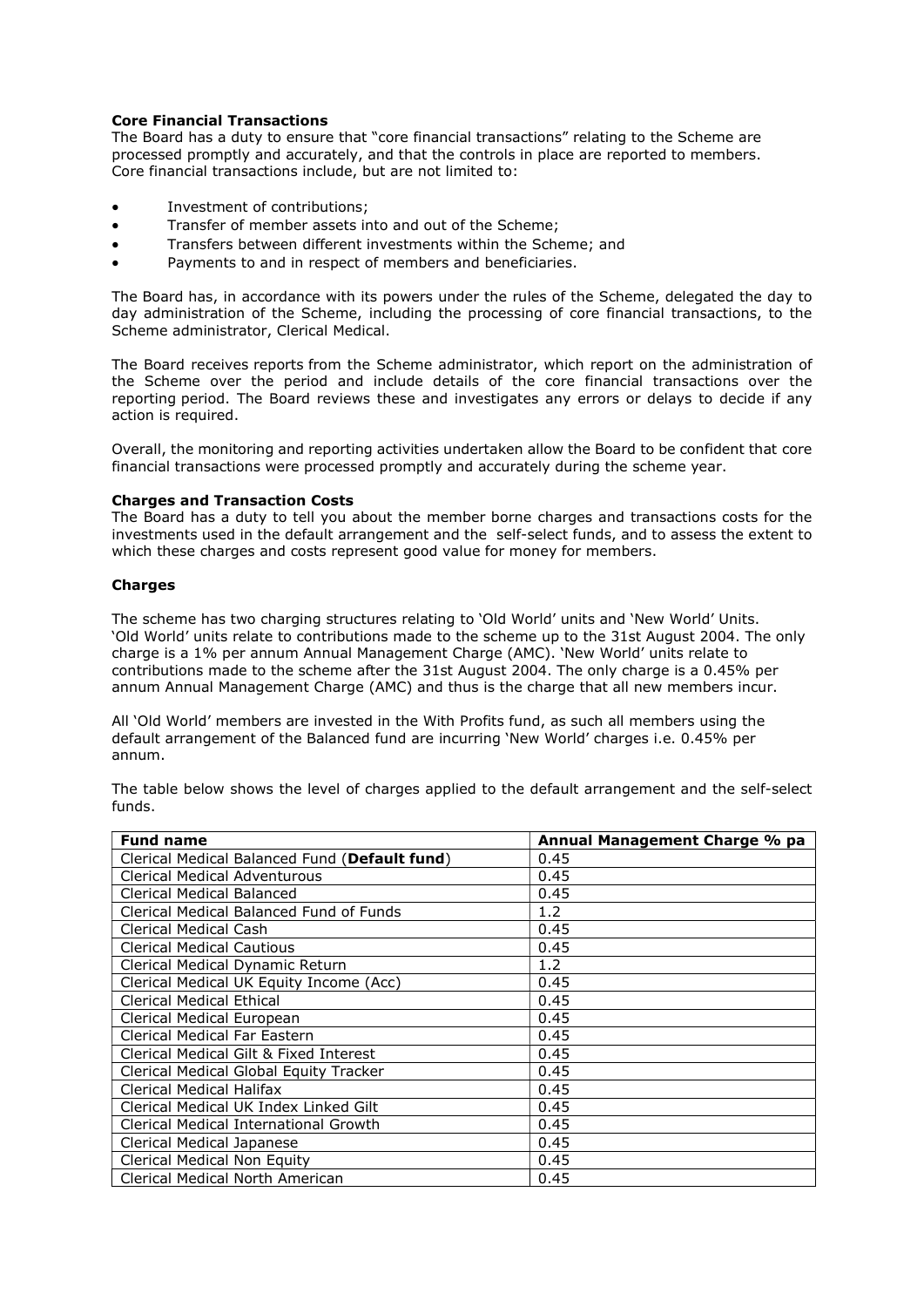**Core Financial Transactions**

The Board has a duty to ensure that "core financial transactions" relating to the Scheme are processed promptly and accurately, and that the controls in place are reported to members. Core financial transactions include, but are not limited to:

- Investment of contributions;
- Transfer of member assets into and out of the Scheme;
- Transfers between different investments within the Scheme; and
- Payments to and in respect of members and beneficiaries.

The Board has, in accordance with its powers under the rules of the Scheme, delegated the day to day administration of the Scheme, including the processing of core financial transactions, to the Scheme administrator, Clerical Medical.

The Board receives reports from the Scheme administrator, which report on the administration of the Scheme over the period and include details of the core financial transactions over the reporting period. The Board reviews these and investigates any errors or delays to decide if any action is required.

Overall, the monitoring and reporting activities undertaken allow the Board to be confident that core financial transactions were processed promptly and accurately during the scheme year.

**Charges and Transaction Costs**

The Board has a duty to tell you about the member borne charges and transactions costs for the investments used in the default arrangement and the self-select funds, and to assess the extent to which these charges and costs represent good value for money for members.

**Charges**

The scheme has two charging structures relating to 'Old World' units and 'New World' Units. 'Old World' units relate to contributions made to the scheme up to the 31st August 2004. The only charge is a 1% per annum Annual Management Charge (AMC). 'New World' units relate to contributions made to the scheme after the 31st August 2004. The only charge is a 0.45% per annum Annual Management Charge (AMC) and thus is the charge that all new members incur.

All 'Old World' members are invested in the With Profits fund, as such all members using the default arrangement of the Balanced fund are incurring 'New World' charges i.e. 0.45% per annum.

The table below shows the level of charges applied to the default arrangement and the self-select funds.

| Fund name | Annual Management Charge % pa |
|---|---|
| Clerical Medical Balanced Fund (**Default fund**) | 0.45 |
| Clerical Medical Adventurous | 0.45 |
| Clerical Medical Balanced | 0.45 |
| Clerical Medical Balanced Fund of Funds | 1.2 |
| Clerical Medical Cash | 0.45 |
| Clerical Medical Cautious | 0.45 |
| Clerical Medical Dynamic Return | 1.2 |
| Clerical Medical UK Equity Income (Acc) | 0.45 |
| Clerical Medical Ethical | 0.45 |
| Clerical Medical European | 0.45 |
| Clerical Medical Far Eastern | 0.45 |
| Clerical Medical Gilt & Fixed Interest | 0.45 |
| Clerical Medical Global Equity Tracker | 0.45 |
| Clerical Medical Halifax | 0.45 |
| Clerical Medical UK Index Linked Gilt | 0.45 |
| Clerical Medical International Growth | 0.45 |
| Clerical Medical Japanese | 0.45 |
| Clerical Medical Non Equity | 0.45 |
| Clerical Medical North American | 0.45 |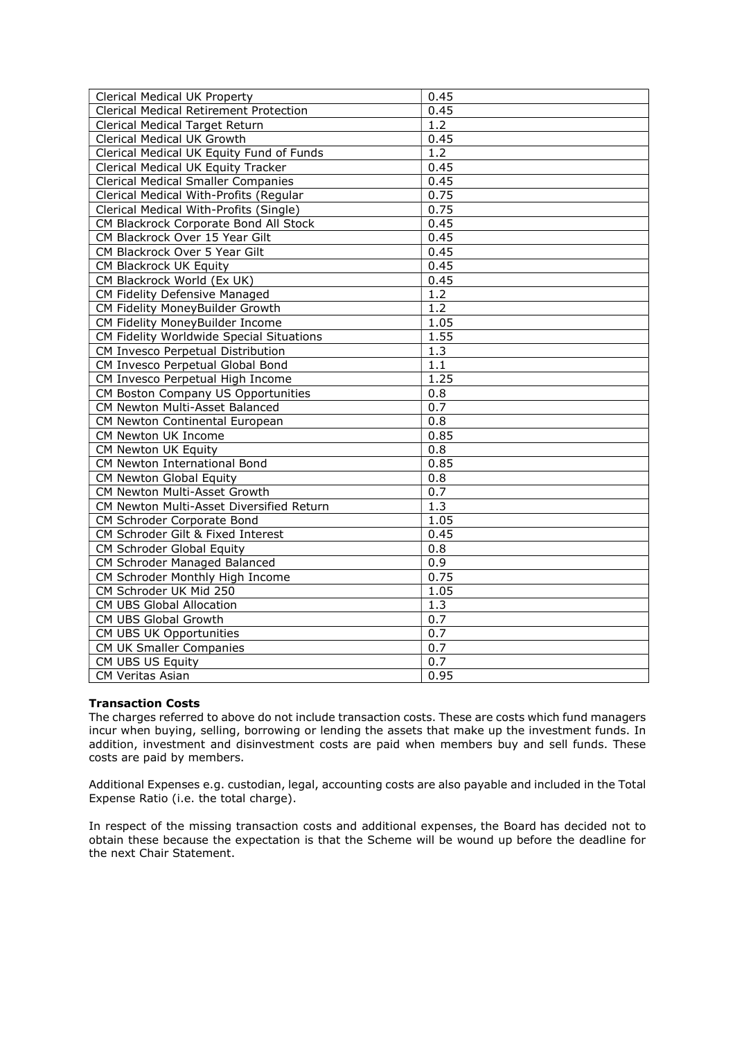| Clerical Medical UK Property | 0.45 |
|---|---|
| Clerical Medical Retirement Protection | 0.45 |
| Clerical Medical Target Return | 1.2 |
| Clerical Medical UK Growth | 0.45 |
| Clerical Medical UK Equity Fund of Funds | 1.2 |
| Clerical Medical UK Equity Tracker | 0.45 |
| Clerical Medical Smaller Companies | 0.45 |
| Clerical Medical With-Profits (Regular | 0.75 |
| Clerical Medical With-Profits (Single) | 0.75 |
| CM Blackrock Corporate Bond All Stock | 0.45 |
| CM Blackrock Over 15 Year Gilt | 0.45 |
| CM Blackrock Over 5 Year Gilt | 0.45 |
| CM Blackrock UK Equity | 0.45 |
| CM Blackrock World (Ex UK) | 0.45 |
| CM Fidelity Defensive Managed | 1.2 |
| CM Fidelity MoneyBuilder Growth | 1.2 |
| CM Fidelity MoneyBuilder Income | 1.05 |
| CM Fidelity Worldwide Special Situations | 1.55 |
| CM Invesco Perpetual Distribution | 1.3 |
| CM Invesco Perpetual Global Bond | 1.1 |
| CM Invesco Perpetual High Income | 1.25 |
| CM Boston Company US Opportunities | 0.8 |
| CM Newton Multi-Asset Balanced | 0.7 |
| CM Newton Continental European | 0.8 |
| CM Newton UK Income | 0.85 |
| CM Newton UK Equity | 0.8 |
| CM Newton International Bond | 0.85 |
| CM Newton Global Equity | 0.8 |
| CM Newton Multi-Asset Growth | 0.7 |
| CM Newton Multi-Asset Diversified Return | 1.3 |
| CM Schroder Corporate Bond | 1.05 |
| CM Schroder Gilt & Fixed Interest | 0.45 |
| CM Schroder Global Equity | 0.8 |
| CM Schroder Managed Balanced | 0.9 |
| CM Schroder Monthly High Income | 0.75 |
| CM Schroder UK Mid 250 | 1.05 |
| CM UBS Global Allocation | 1.3 |
| CM UBS Global Growth | 0.7 |
| CM UBS UK Opportunities | 0.7 |
| CM UK Smaller Companies | 0.7 |
| CM UBS US Equity | 0.7 |
| CM Veritas Asian | 0.95 |

**Transaction Costs**

The charges referred to above do not include transaction costs. These are costs which fund managers incur when buying, selling, borrowing or lending the assets that make up the investment funds. In addition, investment and disinvestment costs are paid when members buy and sell funds. These costs are paid by members.

Additional Expenses e.g. custodian, legal, accounting costs are also payable and included in the Total Expense Ratio (i.e. the total charge).

In respect of the missing transaction costs and additional expenses, the Board has decided not to obtain these because the expectation is that the Scheme will be wound up before the deadline for the next Chair Statement.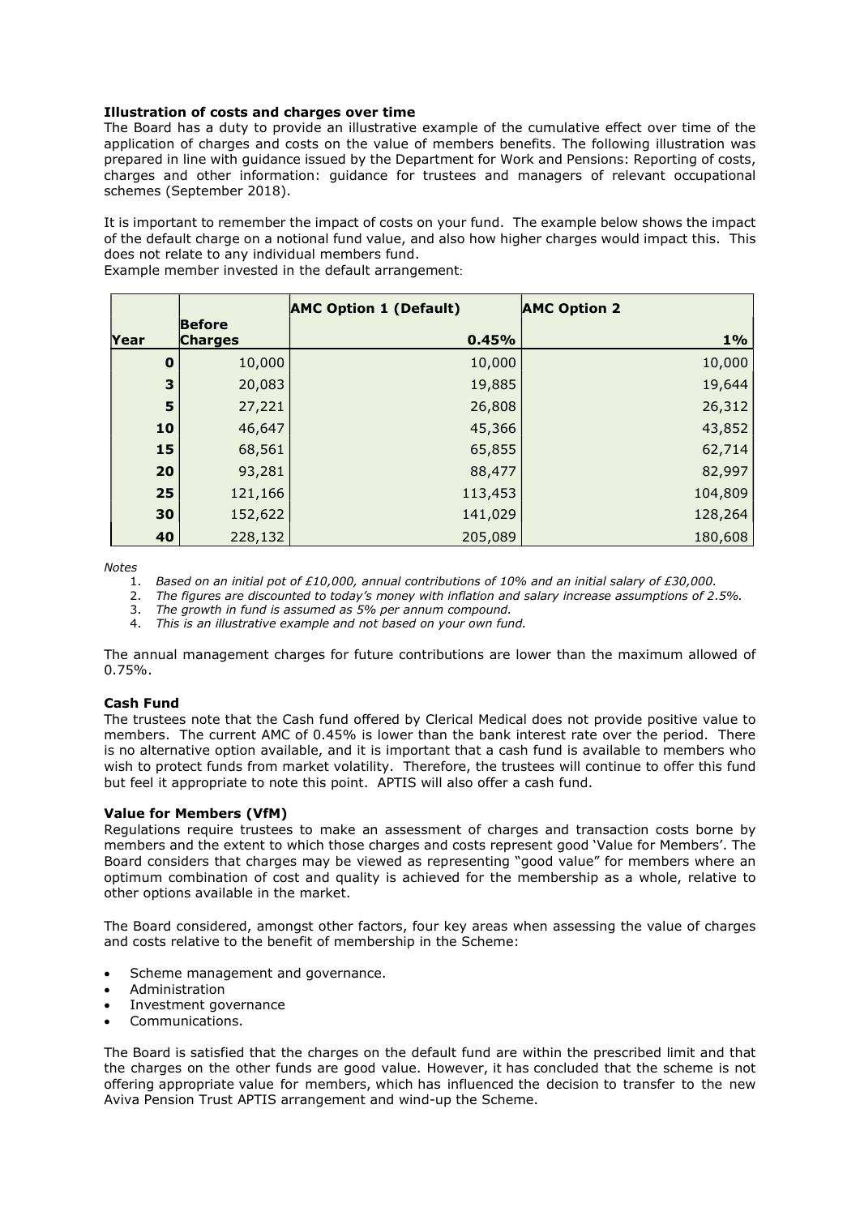**Illustration of costs and charges over time**

The Board has a duty to provide an illustrative example of the cumulative effect over time of the application of charges and costs on the value of members benefits. The following illustration was prepared in line with guidance issued by the Department for Work and Pensions: Reporting of costs, charges and other information: guidance for trustees and managers of relevant occupational schemes (September 2018).

It is important to remember the impact of costs on your fund. The example below shows the impact of the default charge on a notional fund value, and also how higher charges would impact this. This does not relate to any individual members fund.

Example member invested in the default arrangement:

| Year | Before Charges | AMC Option 1 (Default) 0.45% | AMC Option 2 1% |
|---|---|---|---|
| 0 | 10,000 | 10,000 | 10,000 |
| 3 | 20,083 | 19,885 | 19,644 |
| 5 | 27,221 | 26,808 | 26,312 |
| 10 | 46,647 | 45,366 | 43,852 |
| 15 | 68,561 | 65,855 | 62,714 |
| 20 | 93,281 | 88,477 | 82,997 |
| 25 | 121,166 | 113,453 | 104,809 |
| 30 | 152,622 | 141,029 | 128,264 |
| 40 | 228,132 | 205,089 | 180,608 |

*Notes*

1. *Based on an initial pot of £10,000, annual contributions of 10% and an initial salary of £30,000.*
2. *The figures are discounted to today's money with inflation and salary increase assumptions of 2.5%.*
3. *The growth in fund is assumed as 5% per annum compound.*
4. *This is an illustrative example and not based on your own fund.*

The annual management charges for future contributions are lower than the maximum allowed of 0.75%.

**Cash Fund**

The trustees note that the Cash fund offered by Clerical Medical does not provide positive value to members. The current AMC of 0.45% is lower than the bank interest rate over the period. There is no alternative option available, and it is important that a cash fund is available to members who wish to protect funds from market volatility. Therefore, the trustees will continue to offer this fund but feel it appropriate to note this point. APTIS will also offer a cash fund.

**Value for Members (VfM)**

Regulations require trustees to make an assessment of charges and transaction costs borne by members and the extent to which those charges and costs represent good 'Value for Members'. The Board considers that charges may be viewed as representing "good value" for members where an optimum combination of cost and quality is achieved for the membership as a whole, relative to other options available in the market.

The Board considered, amongst other factors, four key areas when assessing the value of charges and costs relative to the benefit of membership in the Scheme:

- Scheme management and governance.
- Administration
- Investment governance
- Communications.

The Board is satisfied that the charges on the default fund are within the prescribed limit and that the charges on the other funds are good value. However, it has concluded that the scheme is not offering appropriate value for members, which has influenced the decision to transfer to the new Aviva Pension Trust APTIS arrangement and wind-up the Scheme.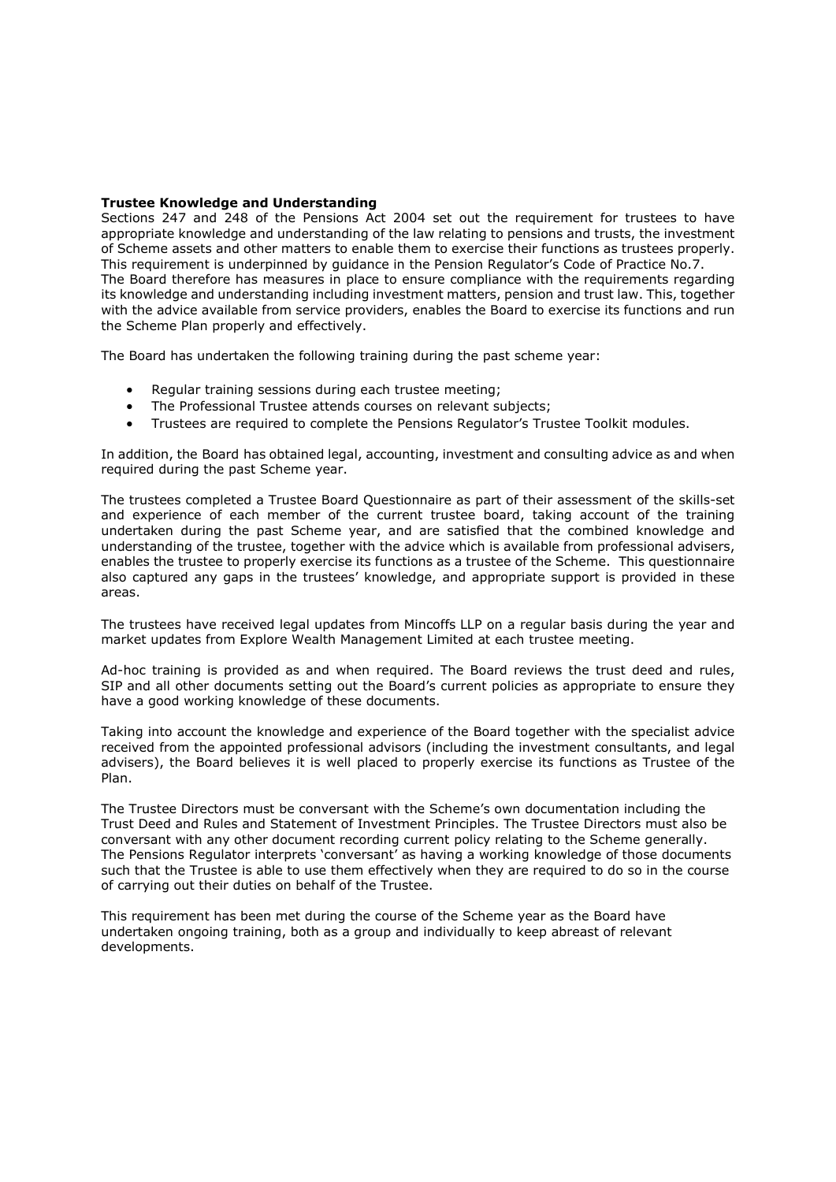**Trustee Knowledge and Understanding**

Sections 247 and 248 of the Pensions Act 2004 set out the requirement for trustees to have appropriate knowledge and understanding of the law relating to pensions and trusts, the investment of Scheme assets and other matters to enable them to exercise their functions as trustees properly. This requirement is underpinned by guidance in the Pension Regulator's Code of Practice No.7.

The Board therefore has measures in place to ensure compliance with the requirements regarding its knowledge and understanding including investment matters, pension and trust law. This, together with the advice available from service providers, enables the Board to exercise its functions and run the Scheme Plan properly and effectively.

The Board has undertaken the following training during the past scheme year:

- Regular training sessions during each trustee meeting;
- The Professional Trustee attends courses on relevant subjects;
- Trustees are required to complete the Pensions Regulator's Trustee Toolkit modules.

In addition, the Board has obtained legal, accounting, investment and consulting advice as and when required during the past Scheme year.

The trustees completed a Trustee Board Questionnaire as part of their assessment of the skills-set and experience of each member of the current trustee board, taking account of the training undertaken during the past Scheme year, and are satisfied that the combined knowledge and understanding of the trustee, together with the advice which is available from professional advisers, enables the trustee to properly exercise its functions as a trustee of the Scheme. This questionnaire also captured any gaps in the trustees' knowledge, and appropriate support is provided in these areas.

The trustees have received legal updates from Mincoffs LLP on a regular basis during the year and market updates from Explore Wealth Management Limited at each trustee meeting.

Ad-hoc training is provided as and when required. The Board reviews the trust deed and rules, SIP and all other documents setting out the Board's current policies as appropriate to ensure they have a good working knowledge of these documents.

Taking into account the knowledge and experience of the Board together with the specialist advice received from the appointed professional advisors (including the investment consultants, and legal advisers), the Board believes it is well placed to properly exercise its functions as Trustee of the Plan.

The Trustee Directors must be conversant with the Scheme's own documentation including the Trust Deed and Rules and Statement of Investment Principles. The Trustee Directors must also be conversant with any other document recording current policy relating to the Scheme generally. The Pensions Regulator interprets 'conversant' as having a working knowledge of those documents such that the Trustee is able to use them effectively when they are required to do so in the course of carrying out their duties on behalf of the Trustee.

This requirement has been met during the course of the Scheme year as the Board have undertaken ongoing training, both as a group and individually to keep abreast of relevant developments.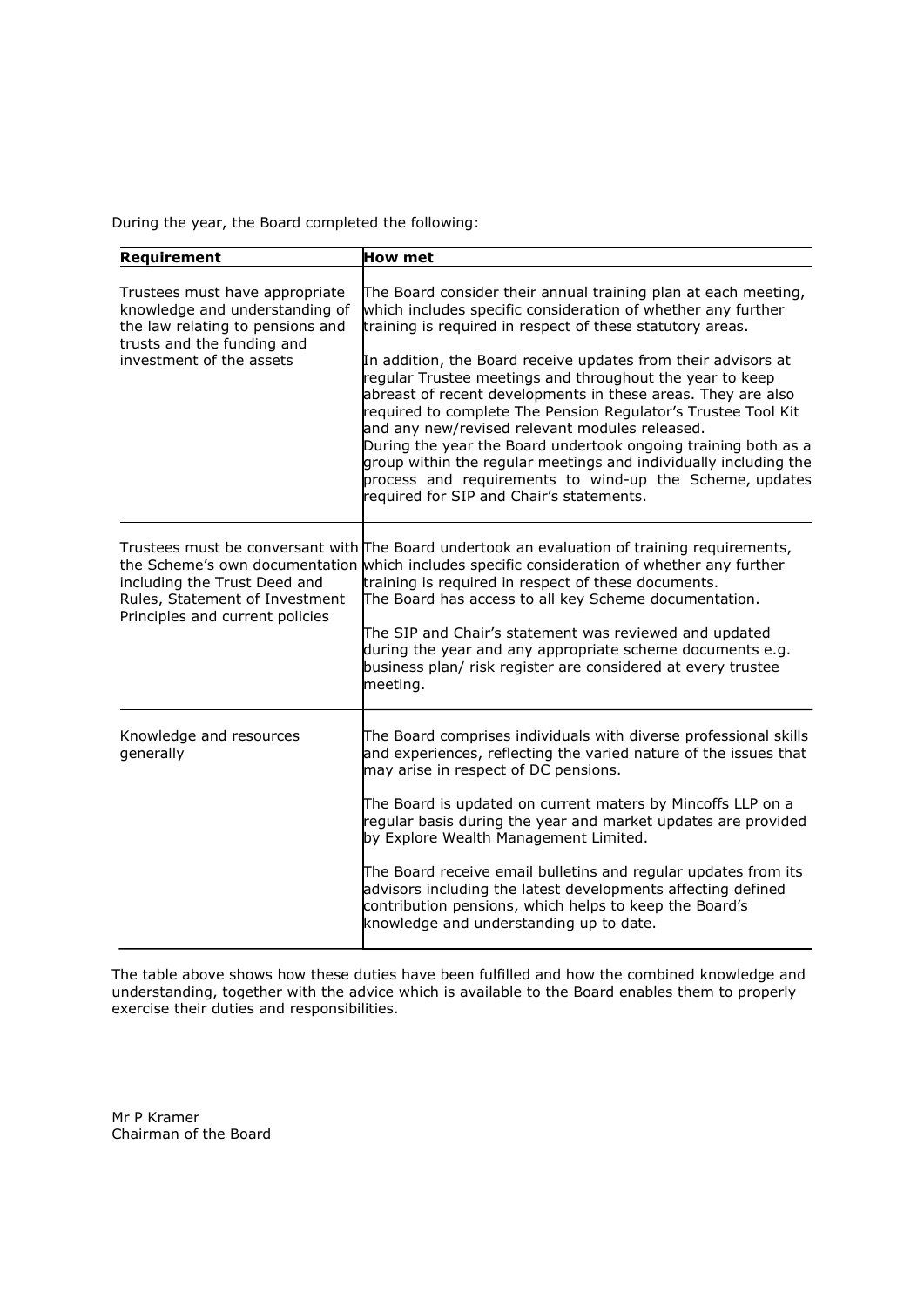During the year, the Board completed the following:

| Requirement | How met |
|---|---|
| Trustees must have appropriate knowledge and understanding of the law relating to pensions and trusts and the funding and investment of the assets | The Board consider their annual training plan at each meeting, which includes specific consideration of whether any further training is required in respect of these statutory areas.<br><br>In addition, the Board receive updates from their advisors at regular Trustee meetings and throughout the year to keep abreast of recent developments in these areas. They are also required to complete The Pension Regulator's Trustee Tool Kit and any new/revised relevant modules released.<br>During the year the Board undertook ongoing training both as a group within the regular meetings and individually including the process and requirements to wind-up the Scheme, updates required for SIP and Chair's statements. |
| Trustees must be conversant with the Scheme's own documentation including the Trust Deed and Rules, Statement of Investment Principles and current policies | The Board undertook an evaluation of training requirements, which includes specific consideration of whether any further training is required in respect of these documents.<br>The Board has access to all key Scheme documentation.<br><br>The SIP and Chair's statement was reviewed and updated during the year and any appropriate scheme documents e.g. business plan/ risk register are considered at every trustee meeting. |
| Knowledge and resources generally | The Board comprises individuals with diverse professional skills and experiences, reflecting the varied nature of the issues that may arise in respect of DC pensions.<br><br>The Board is updated on current maters by Mincoffs LLP on a regular basis during the year and market updates are provided by Explore Wealth Management Limited.<br><br>The Board receive email bulletins and regular updates from its advisors including the latest developments affecting defined contribution pensions, which helps to keep the Board's knowledge and understanding up to date. |

The table above shows how these duties have been fulfilled and how the combined knowledge and understanding, together with the advice which is available to the Board enables them to properly exercise their duties and responsibilities.

Mr P Kramer
Chairman of the Board